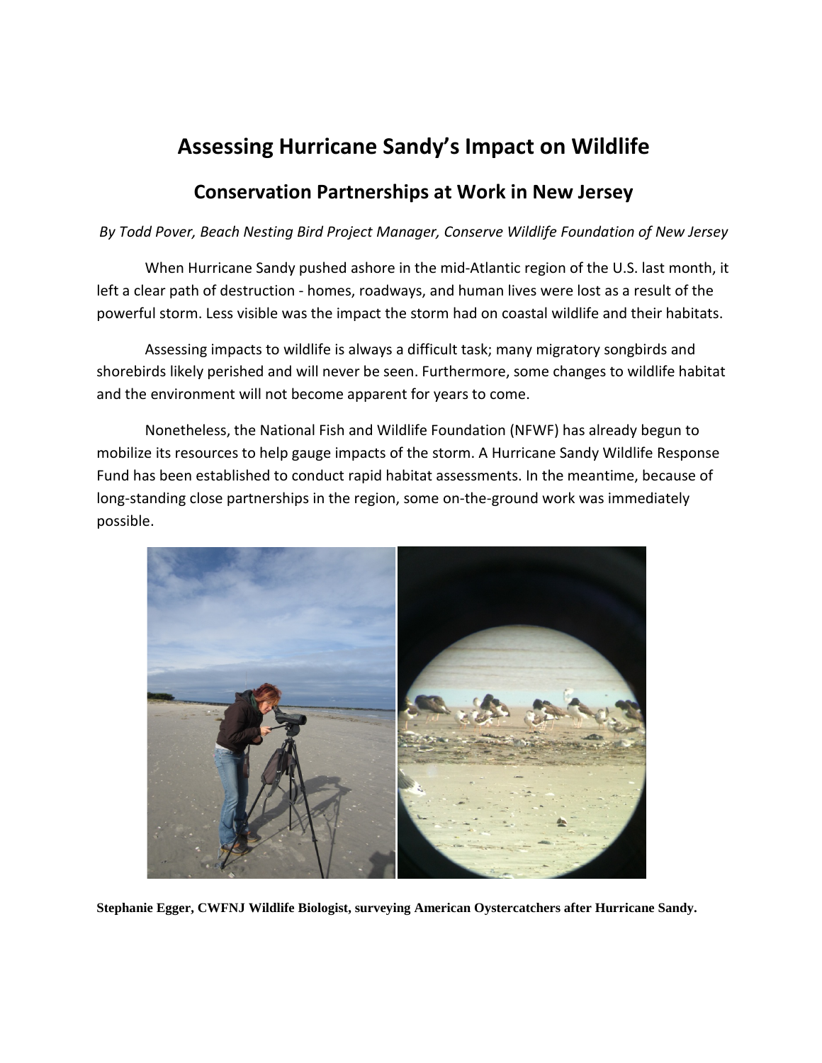# Assessing Hurricane Sandy's Impact on Wildlife

## Conservation Partnerships at Work in New Jersey

*By Todd Pover, Beach Nesting Bird Project Manager, Conserve Wildlife Foundation of New Jersey*

When Hurricane Sandy pushed ashore in the mid-Atlantic region of the U.S. last month, it left a clear path of destruction - homes, roadways, and human lives were lost as a result of the powerful storm. Less visible was the impact the storm had on coastal wildlife and their habitats.

Assessing impacts to wildlife is always a difficult task; many migratory songbirds and shorebirds likely perished and will never be seen. Furthermore, some changes to wildlife habitat and the environment will not become apparent for years to come.

Nonetheless, the National Fish and Wildlife Foundation (NFWF) has already begun to mobilize its resources to help gauge impacts of the storm. A Hurricane Sandy Wildlife Response Fund has been established to conduct rapid habitat assessments. In the meantime, because of long-standing close partnerships in the region, some on-the-ground work was immediately possible.

**Stephanie Egger, CWFNJ Wildlife Biologist, surveying American Oystercatchers after Hurricane Sandy.**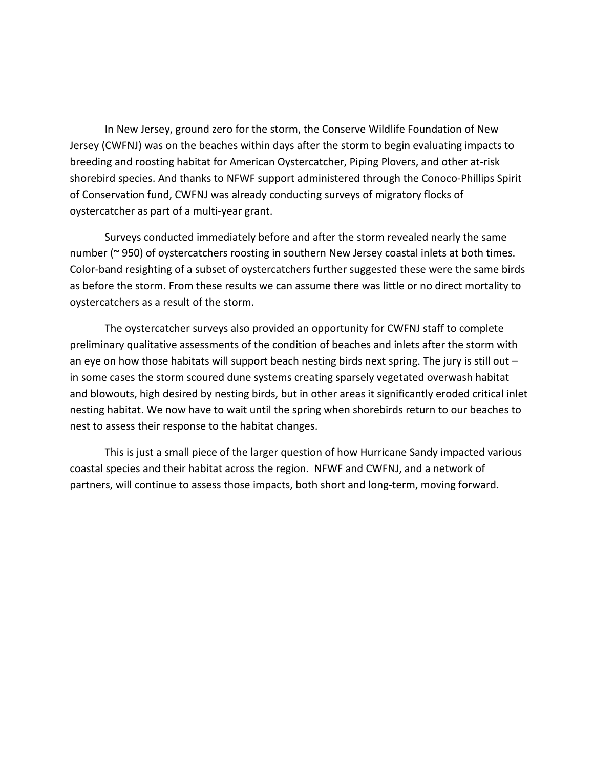In New Jersey, ground zero for the storm, the Conserve Wildlife Foundation of New Jersey (CWFNJ) was on the beaches within days after the storm to begin evaluating impacts to breeding and roosting habitat for American Oystercatcher, Piping Plovers, and other at-risk shorebird species. And thanks to NFWF support administered through the Conoco-Phillips Spirit of Conservation fund, CWFNJ was already conducting surveys of migratory flocks of oystercatcher as part of a multi-year grant.

Surveys conducted immediately before and after the storm revealed nearly the same number (~ 950) of oystercatchers roosting in southern New Jersey coastal inlets at both times. Color-band resighting of a subset of oystercatchers further suggested these were the same birds as before the storm. From these results we can assume there was little or no direct mortality to oystercatchers as a result of the storm.

The oystercatcher surveys also provided an opportunity for CWFNJ staff to complete preliminary qualitative assessments of the condition of beaches and inlets after the storm with an eye on how those habitats will support beach nesting birds next spring. The jury is still out – in some cases the storm scoured dune systems creating sparsely vegetated overwash habitat and blowouts, high desired by nesting birds, but in other areas it significantly eroded critical inlet nesting habitat. We now have to wait until the spring when shorebirds return to our beaches to nest to assess their response to the habitat changes.

This is just a small piece of the larger question of how Hurricane Sandy impacted various coastal species and their habitat across the region. NFWF and CWFNJ, and a network of partners, will continue to assess those impacts, both short and long-term, moving forward.